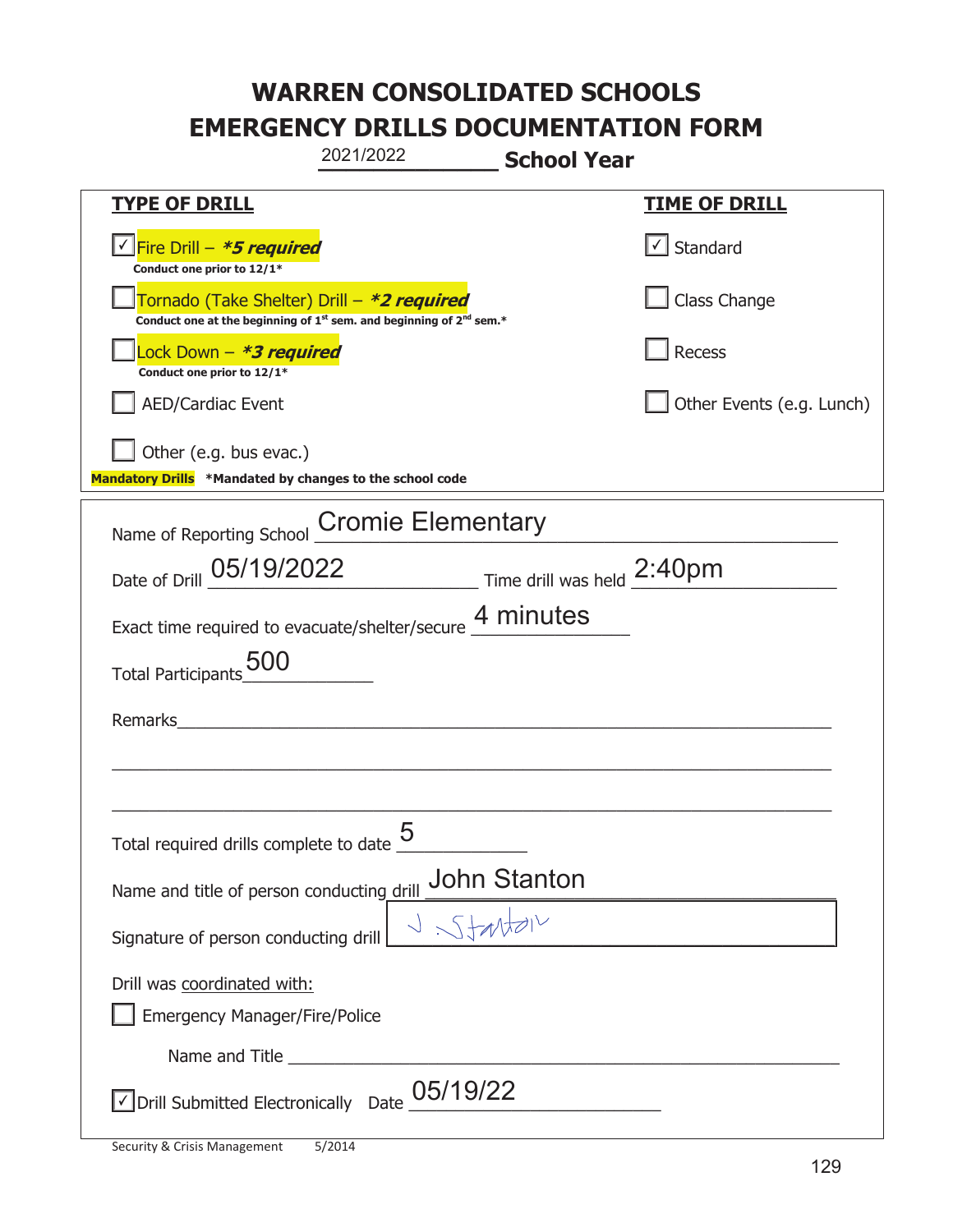# WARREN CONSOLIDATED SCHOOLS
# EMERGENCY DRILLS DOCUMENTATION FORM

2021/2022 **School Year**

| **TYPE OF DRILL** | **TIME OF DRILL** |
|---|---|
| ☑ Fire Drill – ***5 required*** <br> **Conduct one prior to 12/1*** | ☑ Standard |
| ☐ Tornado (Take Shelter) Drill – ***2 required*** <br> **Conduct one at the beginning of 1st sem. and beginning of 2nd sem.*** | ☐ Class Change |
| ☐ Lock Down – ***3 required*** <br> **Conduct one prior to 12/1*** | ☐ Recess |
| ☐ AED/Cardiac Event | ☐ Other Events (e.g. Lunch) |
| ☐ Other (e.g. bus evac.) | |

**Mandatory Drills** ***Mandated by changes to the school code**

Name of Reporting School: Cromie Elementary

Date of Drill: 05/19/2022 Time drill was held: 2:40pm

Exact time required to evacuate/shelter/secure: 4 minutes

Total Participants: 500

Remarks: ____________________

Total required drills complete to date: 5

Name and title of person conducting drill: John Stanton

Signature of person conducting drill: J. Stanton

Drill was coordinated with:

☐ Emergency Manager/Fire/Police

Name and Title ____________________

☑ Drill Submitted Electronically Date: 05/19/22

Security & Crisis Management 5/2014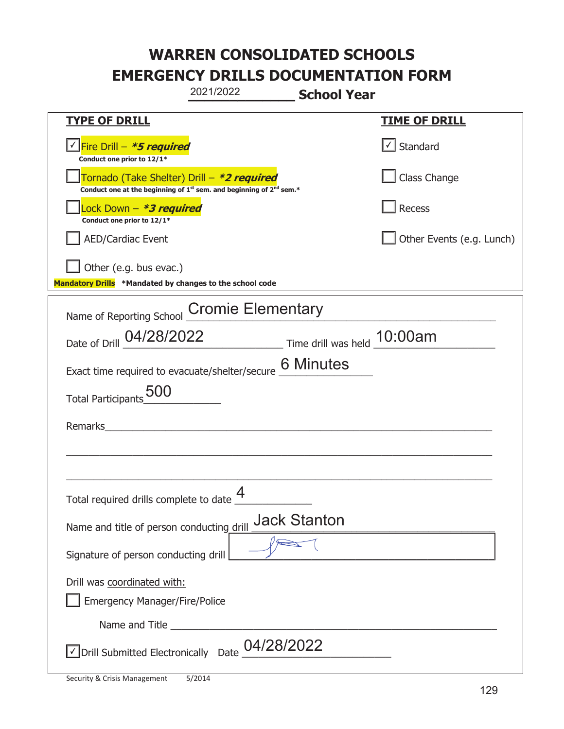# WARREN CONSOLIDATED SCHOOLS
# EMERGENCY DRILLS DOCUMENTATION FORM

2021/2022 **School Year**

| **TYPE OF DRILL** | **TIME OF DRILL** |
|---|---|
| ☑ Fire Drill – ***5 required*** <br> **Conduct one prior to 12/1*** | ☑ Standard |
| ☐ Tornado (Take Shelter) Drill – ***2 required*** <br> **Conduct one at the beginning of 1st sem. and beginning of 2nd sem.*** | ☐ Class Change |
| ☐ Lock Down – ***3 required*** <br> **Conduct one prior to 12/1*** | ☐ Recess |
| ☐ AED/Cardiac Event | ☐ Other Events (e.g. Lunch) |
| ☐ Other (e.g. bus evac.) | |

**Mandatory Drills** **\*Mandated by changes to the school code**

Name of Reporting School: Cromie Elementary

Date of Drill: 04/28/2022 Time drill was held: 10:00am

Exact time required to evacuate/shelter/secure: 6 Minutes

Total Participants: 500

Remarks: ______________________________

Total required drills complete to date: 4

Name and title of person conducting drill: Jack Stanton

Signature of person conducting drill: [signature]

Drill was coordinated with:

☐ Emergency Manager/Fire/Police

Name and Title ______________________________

☑ Drill Submitted Electronically Date: 04/28/2022

Security & Crisis Management 5/2014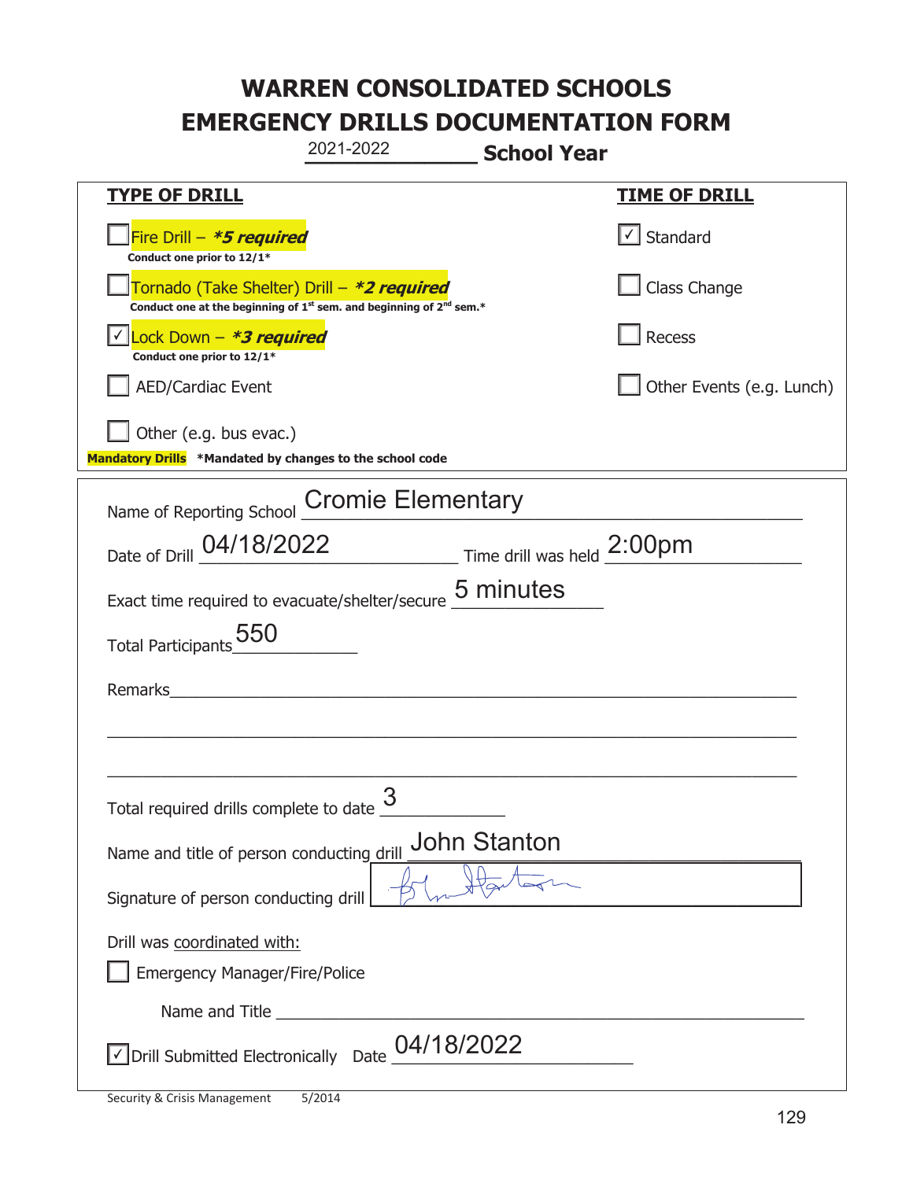# WARREN CONSOLIDATED SCHOOLS
# EMERGENCY DRILLS DOCUMENTATION FORM

2021-2022 **School Year**

| **TYPE OF DRILL** | **TIME OF DRILL** |
|---|---|
| ☐ Fire Drill – ***5 required*** <br> **Conduct one prior to 12/1*** | ☑ Standard |
| ☐ Tornado (Take Shelter) Drill – ***2 required*** <br> **Conduct one at the beginning of 1st sem. and beginning of 2nd sem.*** | ☐ Class Change |
| ☑ Lock Down – ***3 required*** <br> **Conduct one prior to 12/1*** | ☐ Recess |
| ☐ AED/Cardiac Event | ☐ Other Events (e.g. Lunch) |
| ☐ Other (e.g. bus evac.) | |

**Mandatory Drills** **\*Mandated by changes to the school code**

Name of Reporting School: Cromie Elementary

Date of Drill: 04/18/2022 Time drill was held: 2:00pm

Exact time required to evacuate/shelter/secure: 5 minutes

Total Participants: 550

Remarks: ______________________________

Total required drills complete to date: 3

Name and title of person conducting drill: John Stanton

Signature of person conducting drill: [signature]

Drill was coordinated with:

☐ Emergency Manager/Fire/Police

Name and Title ______________________________

☑ Drill Submitted Electronically Date: 04/18/2022

Security & Crisis Management 5/2014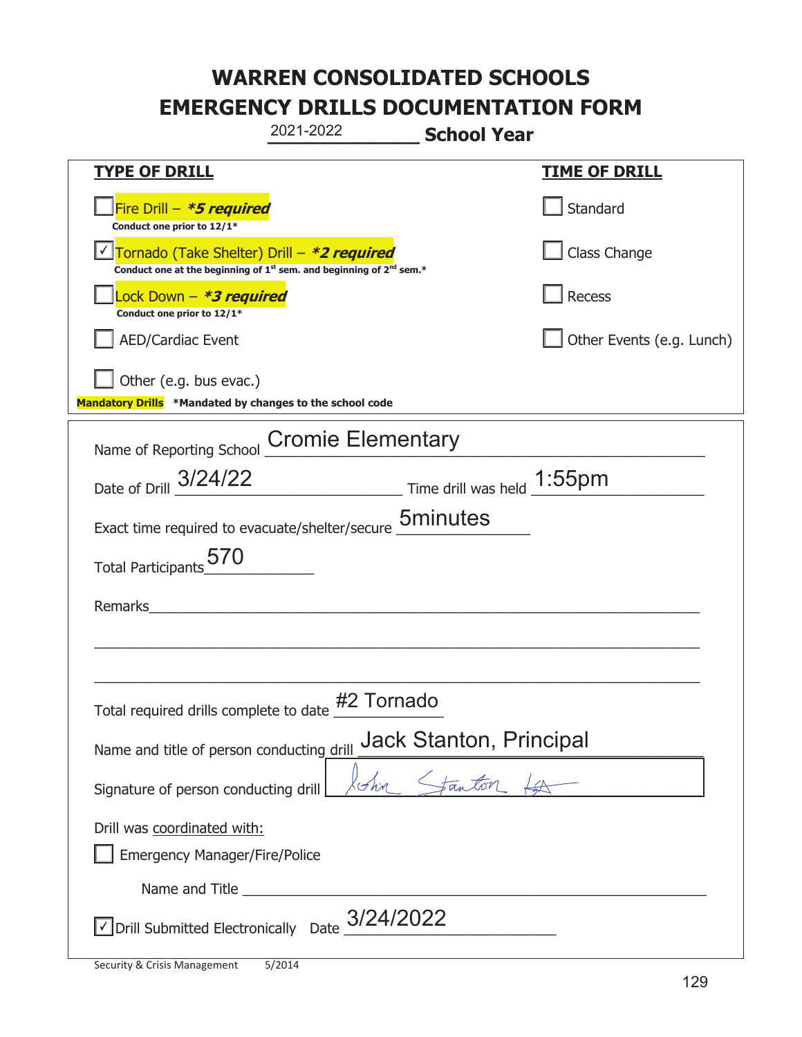# WARREN CONSOLIDATED SCHOOLS
# EMERGENCY DRILLS DOCUMENTATION FORM

2021-2022 **School Year**

| **TYPE OF DRILL** | **TIME OF DRILL** |
|---|---|
| ☐ Fire Drill – ***5 required*** <br> **Conduct one prior to 12/1*** | ☐ Standard |
| ☑ Tornado (Take Shelter) Drill – ***2 required*** <br> **Conduct one at the beginning of 1st sem. and beginning of 2nd sem.*** | ☐ Class Change |
| ☐ Lock Down – ***3 required*** <br> **Conduct one prior to 12/1*** | ☐ Recess |
| ☐ AED/Cardiac Event | ☐ Other Events (e.g. Lunch) |
| ☐ Other (e.g. bus evac.) | |

**Mandatory Drills** ***Mandated by changes to the school code**

Name of Reporting School: Cromie Elementary

Date of Drill: 3/24/22 Time drill was held: 1:55pm

Exact time required to evacuate/shelter/secure: 5minutes

Total Participants: 570

Remarks: ____________________

Total required drills complete to date: #2 Tornado

Name and title of person conducting drill: Jack Stanton, Principal

Signature of person conducting drill: John Stanton

Drill was coordinated with:

☐ Emergency Manager/Fire/Police

Name and Title: ____________________

☑ Drill Submitted Electronically Date: 3/24/2022

Security & Crisis Management 5/2014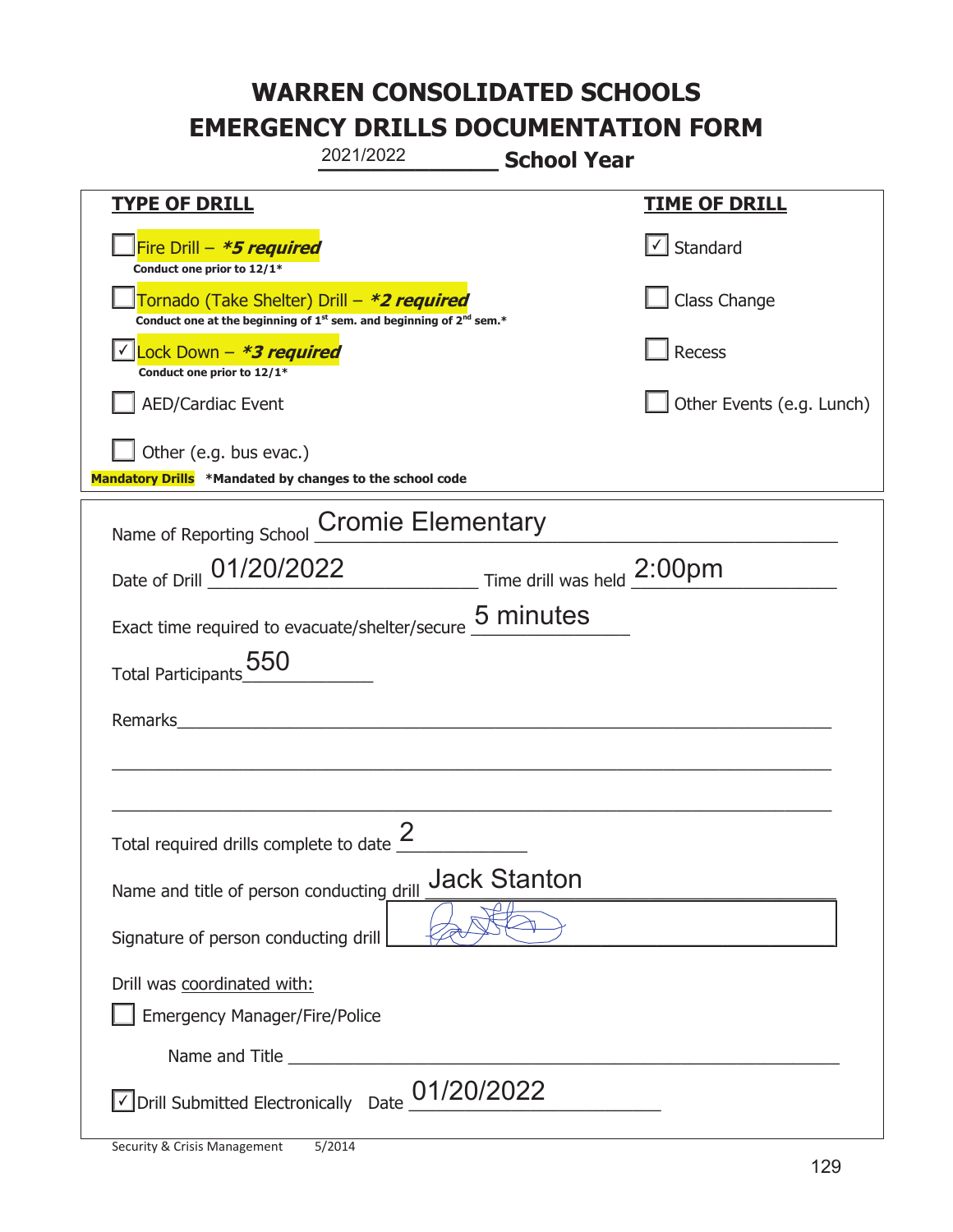# WARREN CONSOLIDATED SCHOOLS
# EMERGENCY DRILLS DOCUMENTATION FORM

2021/2022 **School Year**

| **TYPE OF DRILL** | **TIME OF DRILL** |
|---|---|
| ☐ Fire Drill – ***5 required*** <br> **Conduct one prior to 12/1*** | ☑ Standard |
| ☐ Tornado (Take Shelter) Drill – ***2 required*** <br> **Conduct one at the beginning of 1st sem. and beginning of 2nd sem.*** | ☐ Class Change |
| ☑ Lock Down – ***3 required*** <br> **Conduct one prior to 12/1*** | ☐ Recess |
| ☐ AED/Cardiac Event | ☐ Other Events (e.g. Lunch) |
| ☐ Other (e.g. bus evac.) | |

**Mandatory Drills** ***Mandated by changes to the school code**

Name of Reporting School: Cromie Elementary

Date of Drill: 01/20/2022 Time drill was held: 2:00pm

Exact time required to evacuate/shelter/secure: 5 minutes

Total Participants: 550

Remarks: ______________________________

Total required drills complete to date: 2

Name and title of person conducting drill: Jack Stanton

Signature of person conducting drill: [signature]

Drill was coordinated with:

☐ Emergency Manager/Fire/Police

Name and Title ______________________________

☑ Drill Submitted Electronically Date 01/20/2022

Security & Crisis Management 5/2014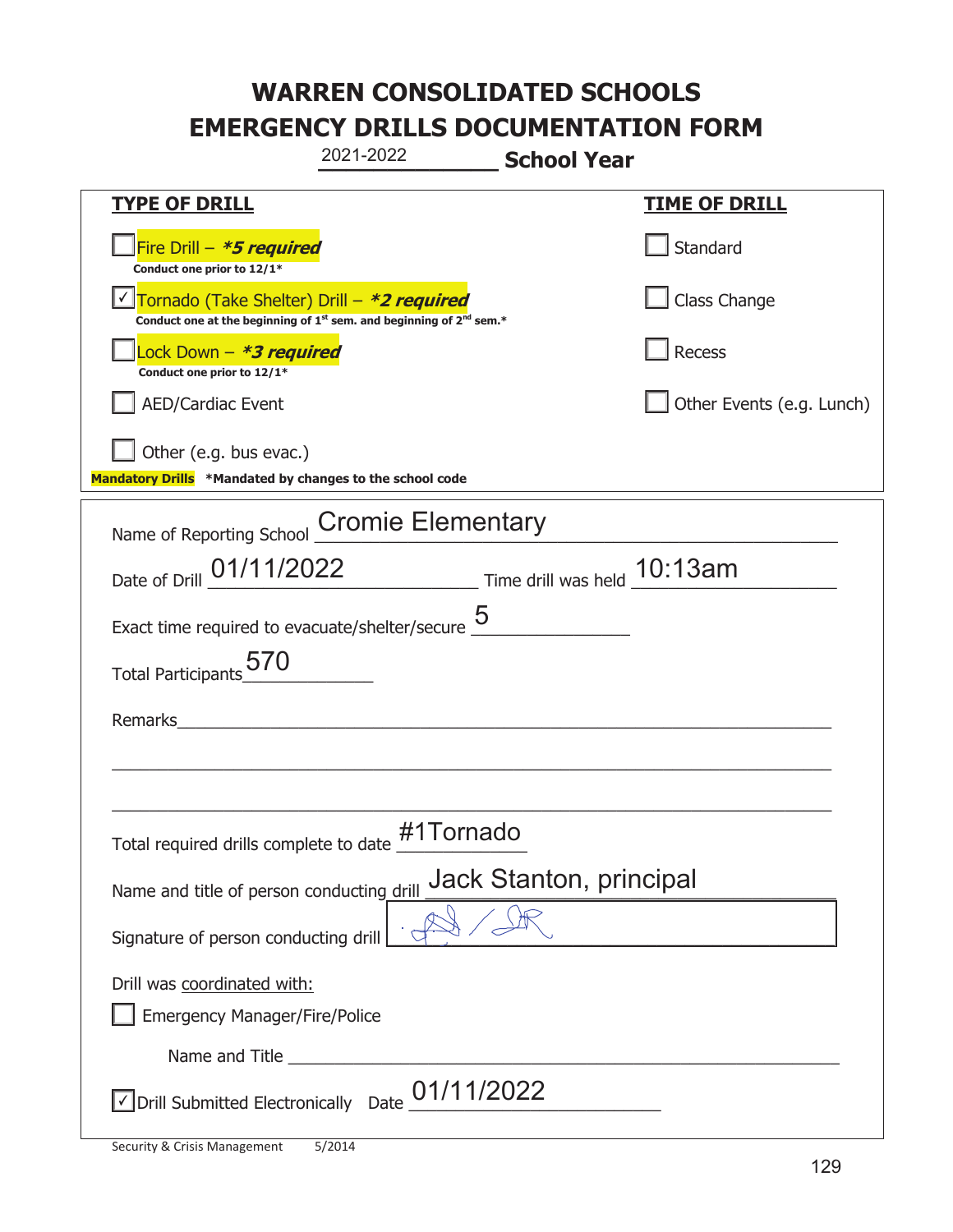# WARREN CONSOLIDATED SCHOOLS
# EMERGENCY DRILLS DOCUMENTATION FORM

2021-2022 **School Year**

| **TYPE OF DRILL** | **TIME OF DRILL** |
|---|---|
| ☐ Fire Drill – ***5 required*** <br> **Conduct one prior to 12/1*** | ☐ Standard |
| ☑ Tornado (Take Shelter) Drill – ***2 required*** <br> **Conduct one at the beginning of 1st sem. and beginning of 2nd sem.*** | ☐ Class Change |
| ☐ Lock Down – ***3 required*** <br> **Conduct one prior to 12/1*** | ☐ Recess |
| ☐ AED/Cardiac Event | ☐ Other Events (e.g. Lunch) |
| ☐ Other (e.g. bus evac.) | |

**Mandatory Drills** ***Mandated by changes to the school code**

Name of Reporting School: Cromie Elementary

Date of Drill: 01/11/2022 Time drill was held: 10:13am

Exact time required to evacuate/shelter/secure: 5

Total Participants: 570

Remarks:

Total required drills complete to date: #1Tornado

Name and title of person conducting drill: Jack Stanton, principal

Signature of person conducting drill: [signature]

Drill was coordinated with:

☐ Emergency Manager/Fire/Police

Name and Title:

☑ Drill Submitted Electronically Date: 01/11/2022

Security & Crisis Management 5/2014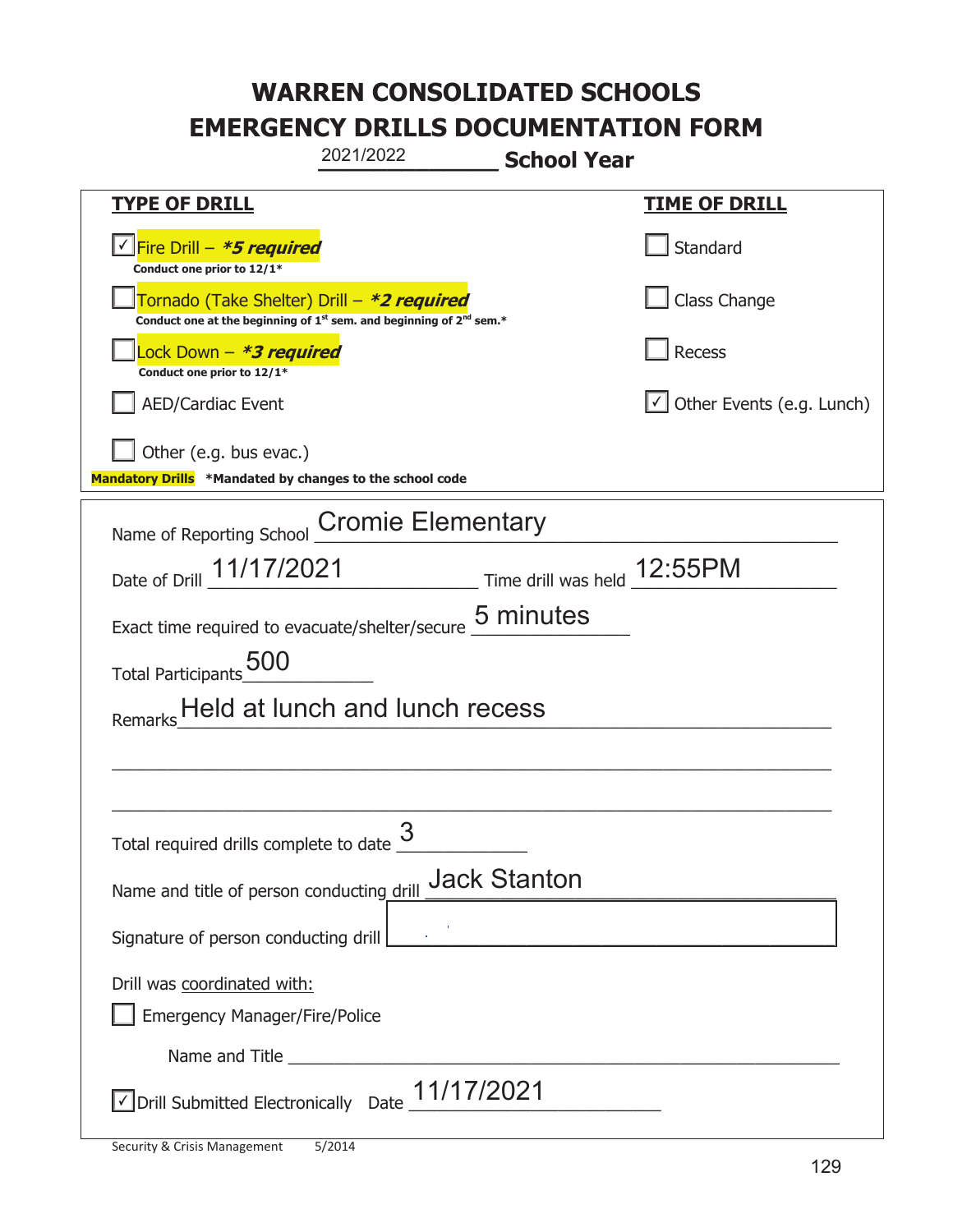# WARREN CONSOLIDATED SCHOOLS
# EMERGENCY DRILLS DOCUMENTATION FORM

2021/2022 **School Year**

| **TYPE OF DRILL** | **TIME OF DRILL** |
|---|---|
| ☑ Fire Drill – ***5 required*** <br> **Conduct one prior to 12/1*** | ☐ Standard |
| ☐ Tornado (Take Shelter) Drill – ***2 required*** <br> **Conduct one at the beginning of 1st sem. and beginning of 2nd sem.*** | ☐ Class Change |
| ☐ Lock Down – ***3 required*** <br> **Conduct one prior to 12/1*** | ☐ Recess |
| ☐ AED/Cardiac Event | ☑ Other Events (e.g. Lunch) |
| ☐ Other (e.g. bus evac.) | |

**Mandatory Drills** ***Mandated by changes to the school code**

Name of Reporting School: Cromie Elementary

Date of Drill: 11/17/2021 Time drill was held: 12:55PM

Exact time required to evacuate/shelter/secure: 5 minutes

Total Participants: 500

Remarks: Held at lunch and lunch recess

Total required drills complete to date: 3

Name and title of person conducting drill: Jack Stanton

Signature of person conducting drill: 

Drill was coordinated with:

☐ Emergency Manager/Fire/Police

Name and Title: 

☑ Drill Submitted Electronically Date: 11/17/2021

Security & Crisis Management 5/2014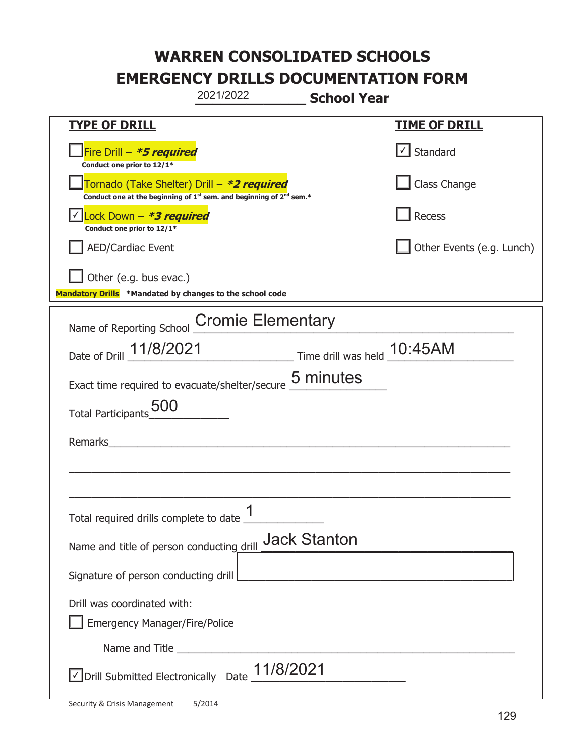# WARREN CONSOLIDATED SCHOOLS
# EMERGENCY DRILLS DOCUMENTATION FORM

2021/2022 **School Year**

| **TYPE OF DRILL** | **TIME OF DRILL** |
|---|---|
| ☐ Fire Drill – ***5 required*** <br> **Conduct one prior to 12/1*** | ☑ Standard |
| ☐ Tornado (Take Shelter) Drill – ***2 required*** <br> **Conduct one at the beginning of 1st sem. and beginning of 2nd sem.*** | ☐ Class Change |
| ☑ Lock Down – ***3 required*** <br> **Conduct one prior to 12/1*** | ☐ Recess |
| ☐ AED/Cardiac Event | ☐ Other Events (e.g. Lunch) |
| ☐ Other (e.g. bus evac.) | |

**Mandatory Drills** **\*Mandated by changes to the school code**

Name of Reporting School: Cromie Elementary

Date of Drill: 11/8/2021 Time drill was held: 10:45AM

Exact time required to evacuate/shelter/secure: 5 minutes

Total Participants: 500

Remarks: \_\_\_\_\_\_\_\_\_\_\_\_\_\_\_\_\_\_\_\_\_\_\_\_\_\_\_\_\_\_\_\_\_\_\_\_

Total required drills complete to date: 1

Name and title of person conducting drill: Jack Stanton

Signature of person conducting drill: \_\_\_\_\_\_\_\_\_\_\_\_\_\_\_\_\_\_\_\_

Drill was coordinated with:

☐ Emergency Manager/Fire/Police

Name and Title \_\_\_\_\_\_\_\_\_\_\_\_\_\_\_\_\_\_\_\_

☑ Drill Submitted Electronically Date: 11/8/2021

Security & Crisis Management 5/2014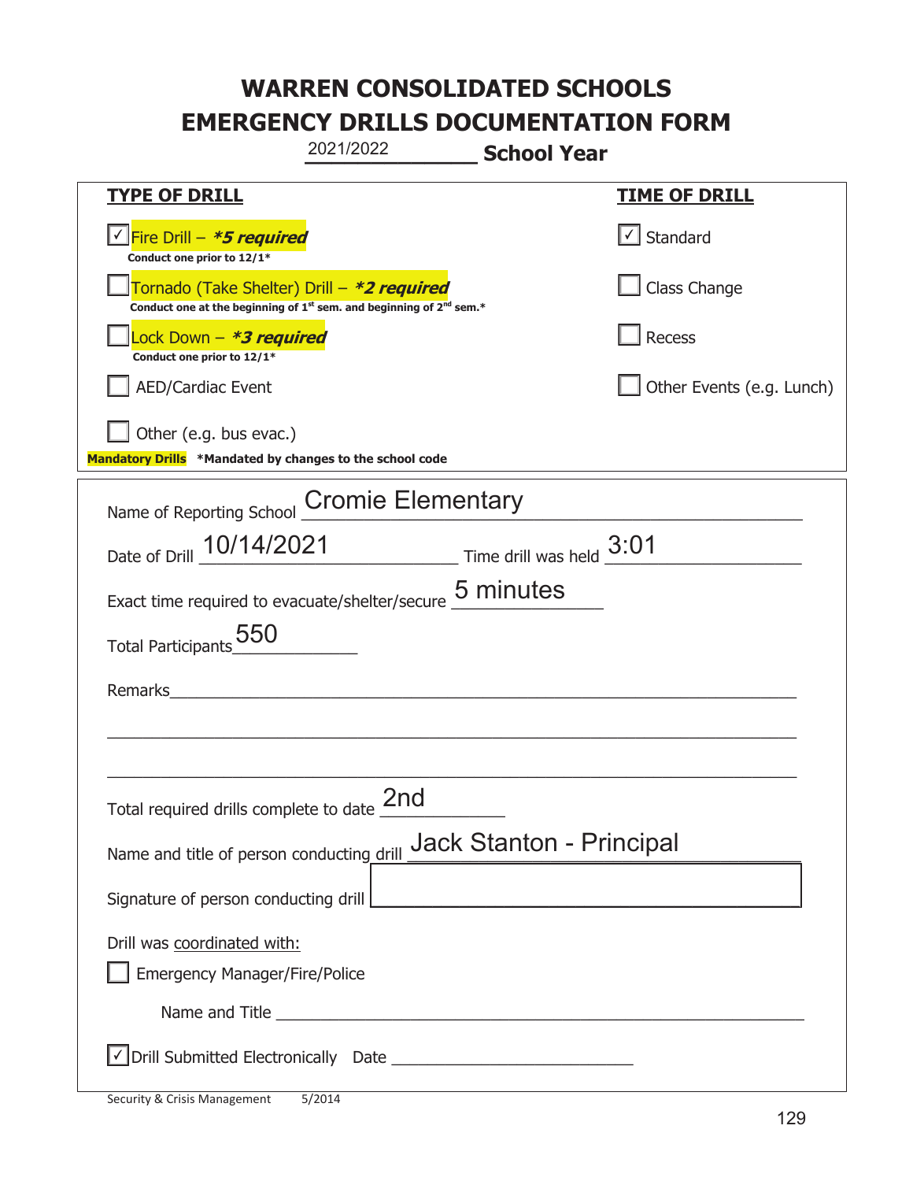# WARREN CONSOLIDATED SCHOOLS
# EMERGENCY DRILLS DOCUMENTATION FORM

2021/2022 **School Year**

| **TYPE OF DRILL** | **TIME OF DRILL** |
|---|---|
| ☑ Fire Drill – ***5 required*** <br> **Conduct one prior to 12/1*** | ☑ Standard |
| ☐ Tornado (Take Shelter) Drill – ***2 required*** <br> **Conduct one at the beginning of 1st sem. and beginning of 2nd sem.*** | ☐ Class Change |
| ☐ Lock Down – ***3 required*** <br> **Conduct one prior to 12/1*** | ☐ Recess |
| ☐ AED/Cardiac Event | ☐ Other Events (e.g. Lunch) |
| ☐ Other (e.g. bus evac.) | |

**Mandatory Drills** ***Mandated by changes to the school code**

Name of Reporting School: Cromie Elementary

Date of Drill: 10/14/2021 Time drill was held: 3:01

Exact time required to evacuate/shelter/secure: 5 minutes

Total Participants: 550

Remarks: ______________________________

Total required drills complete to date: 2nd

Name and title of person conducting drill: Jack Stanton - Principal

Signature of person conducting drill: ______________________________

Drill was coordinated with:

☐ Emergency Manager/Fire/Police

Name and Title ______________________________

☑ Drill Submitted Electronically Date ______________________________

Security & Crisis Management 5/2014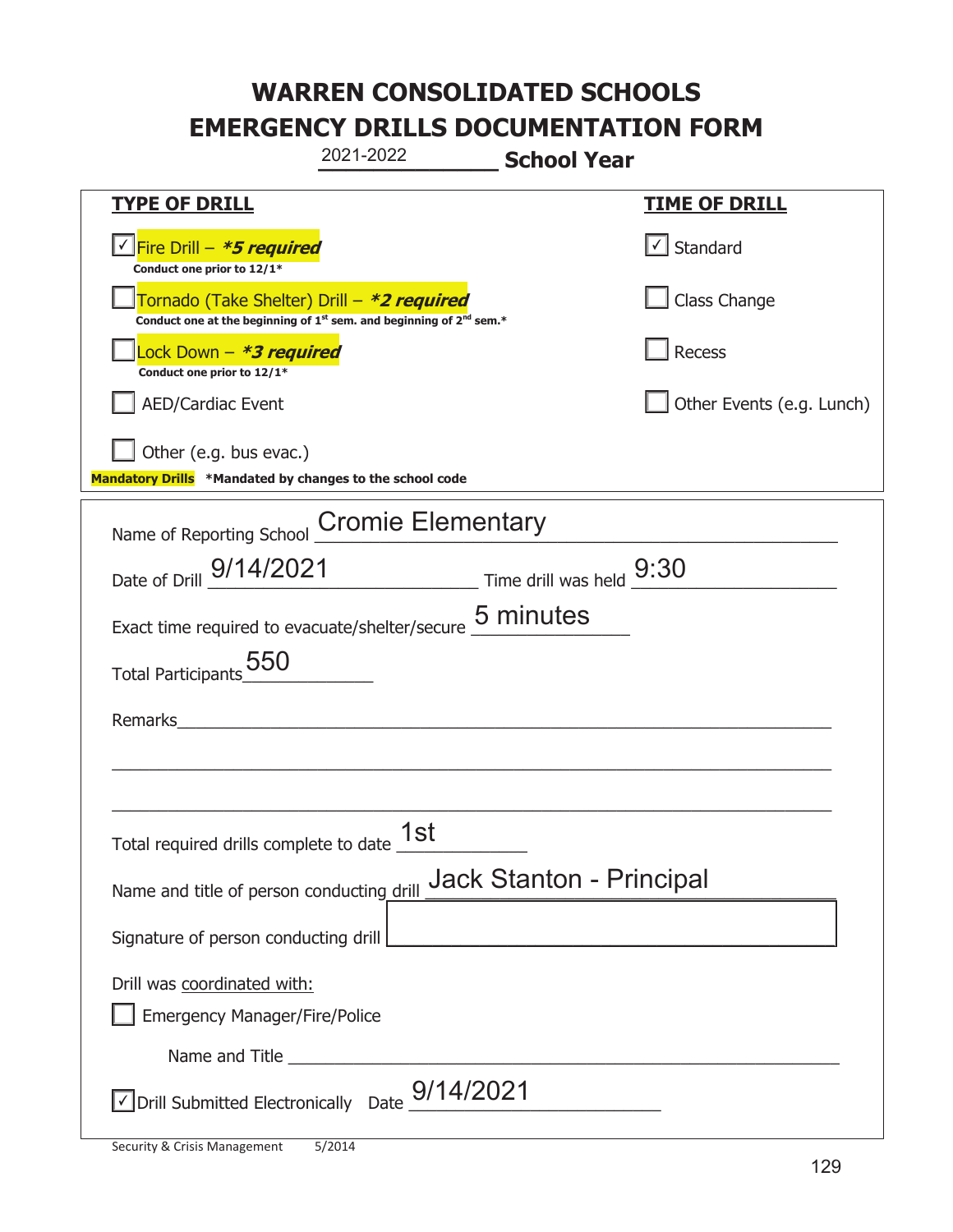# WARREN CONSOLIDATED SCHOOLS
# EMERGENCY DRILLS DOCUMENTATION FORM

2021-2022 **School Year**

| **TYPE OF DRILL** | **TIME OF DRILL** |
|---|---|
| ☑ Fire Drill – ***5 required*** <br> **Conduct one prior to 12/1*** | ☑ Standard |
| ☐ Tornado (Take Shelter) Drill – ***2 required*** <br> **Conduct one at the beginning of 1st sem. and beginning of 2nd sem.*** | ☐ Class Change |
| ☐ Lock Down – ***3 required*** <br> **Conduct one prior to 12/1*** | ☐ Recess |
| ☐ AED/Cardiac Event | ☐ Other Events (e.g. Lunch) |
| ☐ Other (e.g. bus evac.) | |

**Mandatory Drills** ***Mandated by changes to the school code**

Name of Reporting School: Cromie Elementary

Date of Drill: 9/14/2021 Time drill was held: 9:30

Exact time required to evacuate/shelter/secure: 5 minutes

Total Participants: 550

Remarks: ______________________________

Total required drills complete to date: 1st

Name and title of person conducting drill: Jack Stanton - Principal

Signature of person conducting drill: ______________________________

Drill was coordinated with:

☐ Emergency Manager/Fire/Police

Name and Title ______________________________

☑ Drill Submitted Electronically Date: 9/14/2021

Security & Crisis Management 5/2014